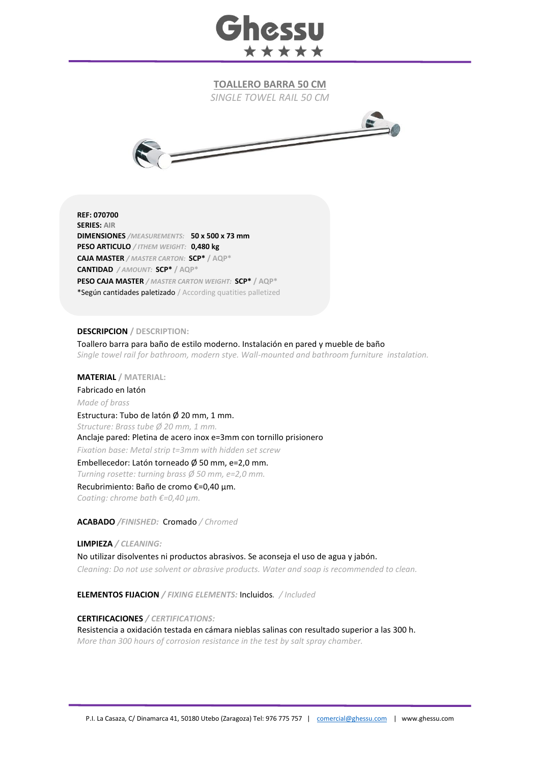# TOALLERO BARRA 50 CM

*SINGLE TOWEL RAIL 50 CM*

**REF: 070700**
**SERIES:** AIR
**DIMENSIONES** */MEASUREMENTS:* **50 x 500 x 73 mm**
**PESO ARTICULO** */ ITHEM WEIGHT:* **0,480 kg**
**CAJA MASTER** */ MASTER CARTON:* **SCP*** / AQP*
**CANTIDAD** */ AMOUNT:* **SCP*** / AQP*
**PESO CAJA MASTER** */ MASTER CARTON WEIGHT:* **SCP*** / AQP*
*Según cantidades paletizado / According quatities palletized

**DESCRIPCION** / DESCRIPTION:

Toallero barra para baño de estilo moderno. Instalación en pared y mueble de baño
*Single towel rail for bathroom, modern stye. Wall-mounted and bathroom furniture instalation.*

**MATERIAL** / MATERIAL:

Fabricado en latón
*Made of brass*

Estructura: Tubo de latón Ø 20 mm, 1 mm.
*Structure: Brass tube Ø 20 mm, 1 mm.*

Anclaje pared: Pletina de acero inox e=3mm con tornillo prisionero
*Fixation base: Metal strip t=3mm with hidden set screw*

Embellecedor: Latón torneado Ø 50 mm, e=2,0 mm.
*Turning rosette: turning brass Ø 50 mm, e=2,0 mm.*

Recubrimiento: Baño de cromo €=0,40 µm.
*Coating: chrome bath €=0,40 µm.*

**ACABADO** */FINISHED:* Cromado */ Chromed*

**LIMPIEZA** */ CLEANING:*

No utilizar disolventes ni productos abrasivos. Se aconseja el uso de agua y jabón.
*Cleaning: Do not use solvent or abrasive products. Water and soap is recommended to clean.*

**ELEMENTOS FIJACION** */ FIXING ELEMENTS:* Incluidos. */ Included*

**CERTIFICACIONES** */ CERTIFICATIONS:*

Resistencia a oxidación testada en cámara nieblas salinas con resultado superior a las 300 h.
*More than 300 hours of corrosion resistance in the test by salt spray chamber.*

P.I. La Casaza, C/ Dinamarca 41, 50180 Utebo (Zaragoza) Tel: 976 775 757 | comercial@ghessu.com | www.ghessu.com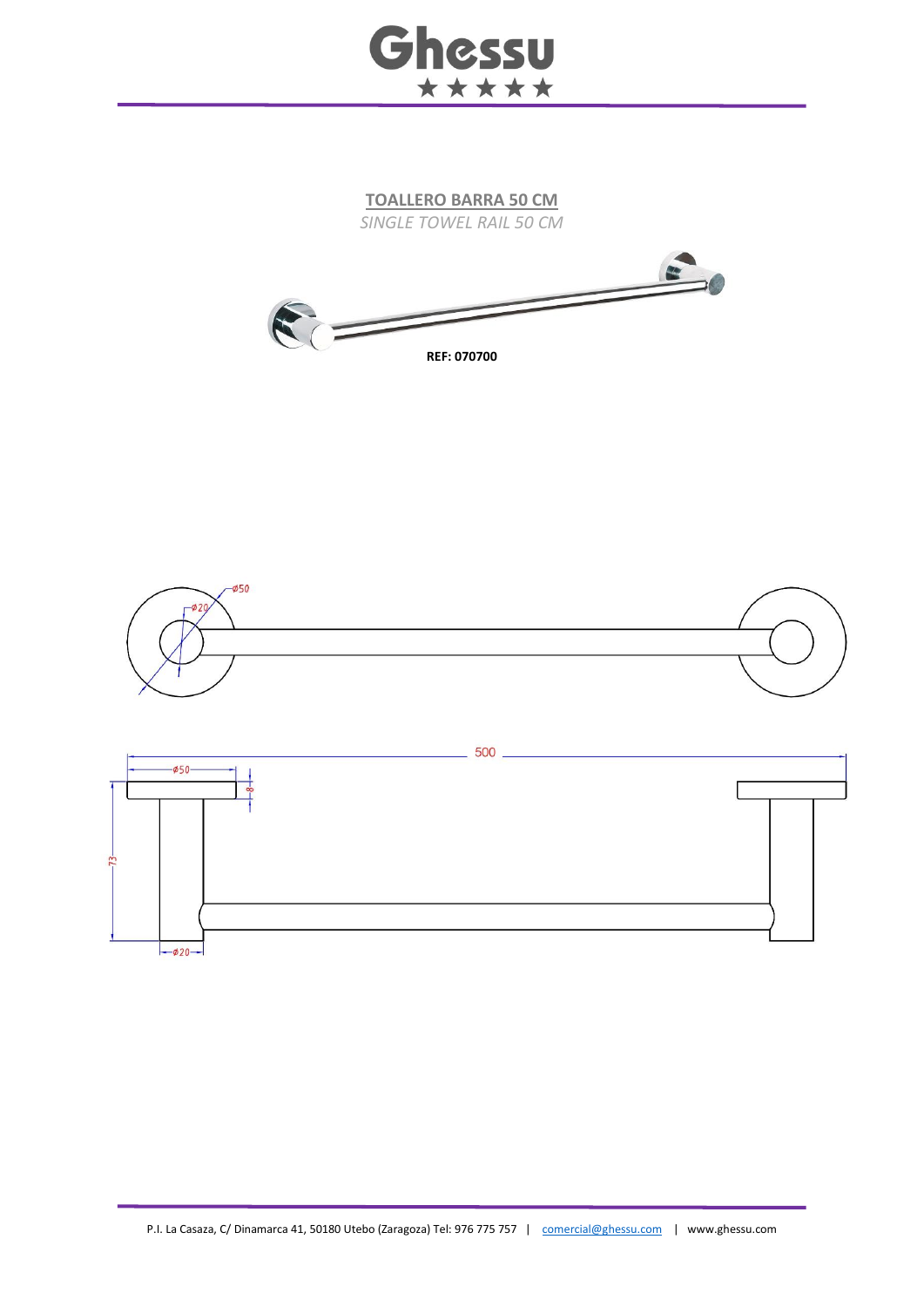## TOALLERO BARRA 50 CM

*SINGLE TOWEL RAIL 50 CM*

**REF: 070700**

ø50

ø20

500

ø50

8

73

ø20